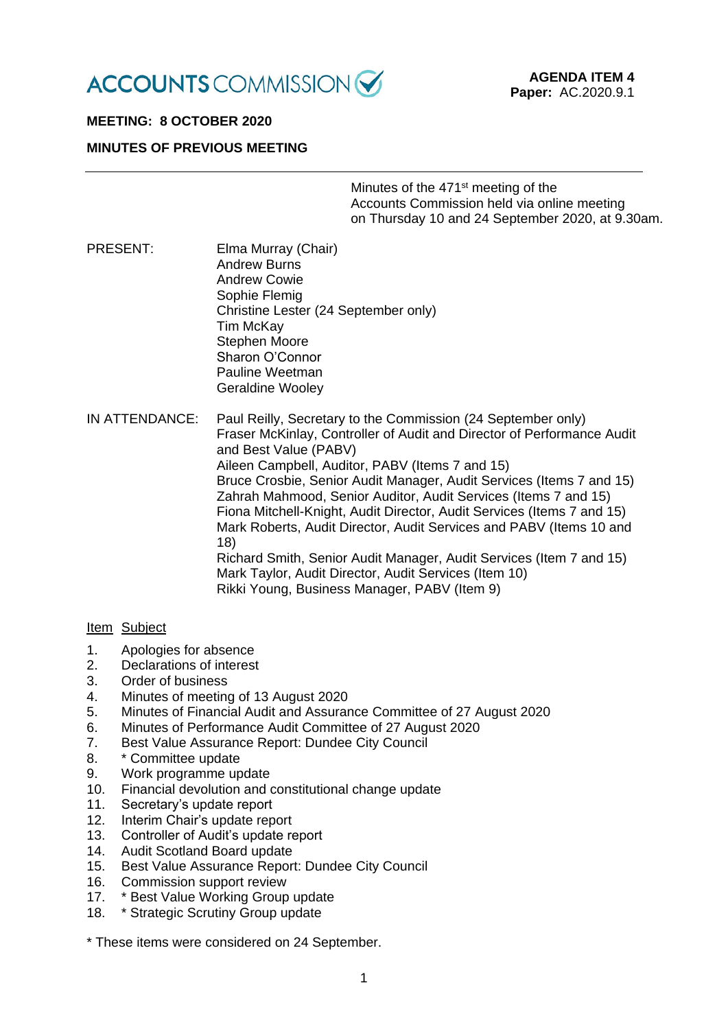ACCOUNTS COMMISSION

**AGENDA ITEM 4**
**Paper:** AC.2020.9.1

**MEETING: 8 OCTOBER 2020**

**MINUTES OF PREVIOUS MEETING**

---

Minutes of the 471st meeting of the Accounts Commission held via online meeting on Thursday 10 and 24 September 2020, at 9.30am.

PRESENT:

Elma Murray (Chair)
Andrew Burns
Andrew Cowie
Sophie Flemig
Christine Lester (24 September only)
Tim McKay
Stephen Moore
Sharon O'Connor
Pauline Weetman
Geraldine Wooley

IN ATTENDANCE:

Paul Reilly, Secretary to the Commission (24 September only)
Fraser McKinlay, Controller of Audit and Director of Performance Audit and Best Value (PABV)
Aileen Campbell, Auditor, PABV (Items 7 and 15)
Bruce Crosbie, Senior Audit Manager, Audit Services (Items 7 and 15)
Zahrah Mahmood, Senior Auditor, Audit Services (Items 7 and 15)
Fiona Mitchell-Knight, Audit Director, Audit Services (Items 7 and 15)
Mark Roberts, Audit Director, Audit Services and PABV (Items 10 and 18)
Richard Smith, Senior Audit Manager, Audit Services (Item 7 and 15)
Mark Taylor, Audit Director, Audit Services (Item 10)
Rikki Young, Business Manager, PABV (Item 9)

| Item | Subject |
|---|---|
| 1. | Apologies for absence |
| 2. | Declarations of interest |
| 3. | Order of business |
| 4. | Minutes of meeting of 13 August 2020 |
| 5. | Minutes of Financial Audit and Assurance Committee of 27 August 2020 |
| 6. | Minutes of Performance Audit Committee of 27 August 2020 |
| 7. | Best Value Assurance Report: Dundee City Council |
| 8. | * Committee update |
| 9. | Work programme update |
| 10. | Financial devolution and constitutional change update |
| 11. | Secretary's update report |
| 12. | Interim Chair's update report |
| 13. | Controller of Audit's update report |
| 14. | Audit Scotland Board update |
| 15. | Best Value Assurance Report: Dundee City Council |
| 16. | Commission support review |
| 17. | * Best Value Working Group update |
| 18. | * Strategic Scrutiny Group update |

* These items were considered on 24 September.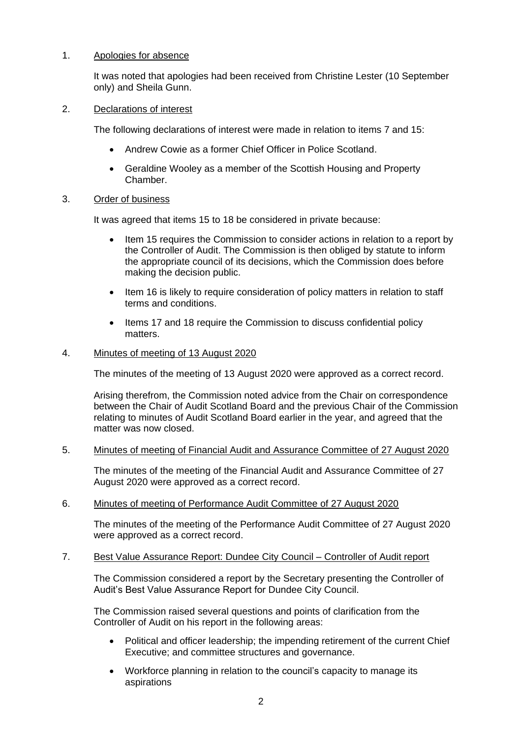1. Apologies for absence

   It was noted that apologies had been received from Christine Lester (10 September only) and Sheila Gunn.

2. Declarations of interest

   The following declarations of interest were made in relation to items 7 and 15:

   - Andrew Cowie as a former Chief Officer in Police Scotland.
   - Geraldine Wooley as a member of the Scottish Housing and Property Chamber.

3. Order of business

   It was agreed that items 15 to 18 be considered in private because:

   - Item 15 requires the Commission to consider actions in relation to a report by the Controller of Audit. The Commission is then obliged by statute to inform the appropriate council of its decisions, which the Commission does before making the decision public.
   - Item 16 is likely to require consideration of policy matters in relation to staff terms and conditions.
   - Items 17 and 18 require the Commission to discuss confidential policy matters.

4. Minutes of meeting of 13 August 2020

   The minutes of the meeting of 13 August 2020 were approved as a correct record.

   Arising therefrom, the Commission noted advice from the Chair on correspondence between the Chair of Audit Scotland Board and the previous Chair of the Commission relating to minutes of Audit Scotland Board earlier in the year, and agreed that the matter was now closed.

5. Minutes of meeting of Financial Audit and Assurance Committee of 27 August 2020

   The minutes of the meeting of the Financial Audit and Assurance Committee of 27 August 2020 were approved as a correct record.

6. Minutes of meeting of Performance Audit Committee of 27 August 2020

   The minutes of the meeting of the Performance Audit Committee of 27 August 2020 were approved as a correct record.

7. Best Value Assurance Report: Dundee City Council – Controller of Audit report

   The Commission considered a report by the Secretary presenting the Controller of Audit's Best Value Assurance Report for Dundee City Council.

   The Commission raised several questions and points of clarification from the Controller of Audit on his report in the following areas:

   - Political and officer leadership; the impending retirement of the current Chief Executive; and committee structures and governance.
   - Workforce planning in relation to the council's capacity to manage its aspirations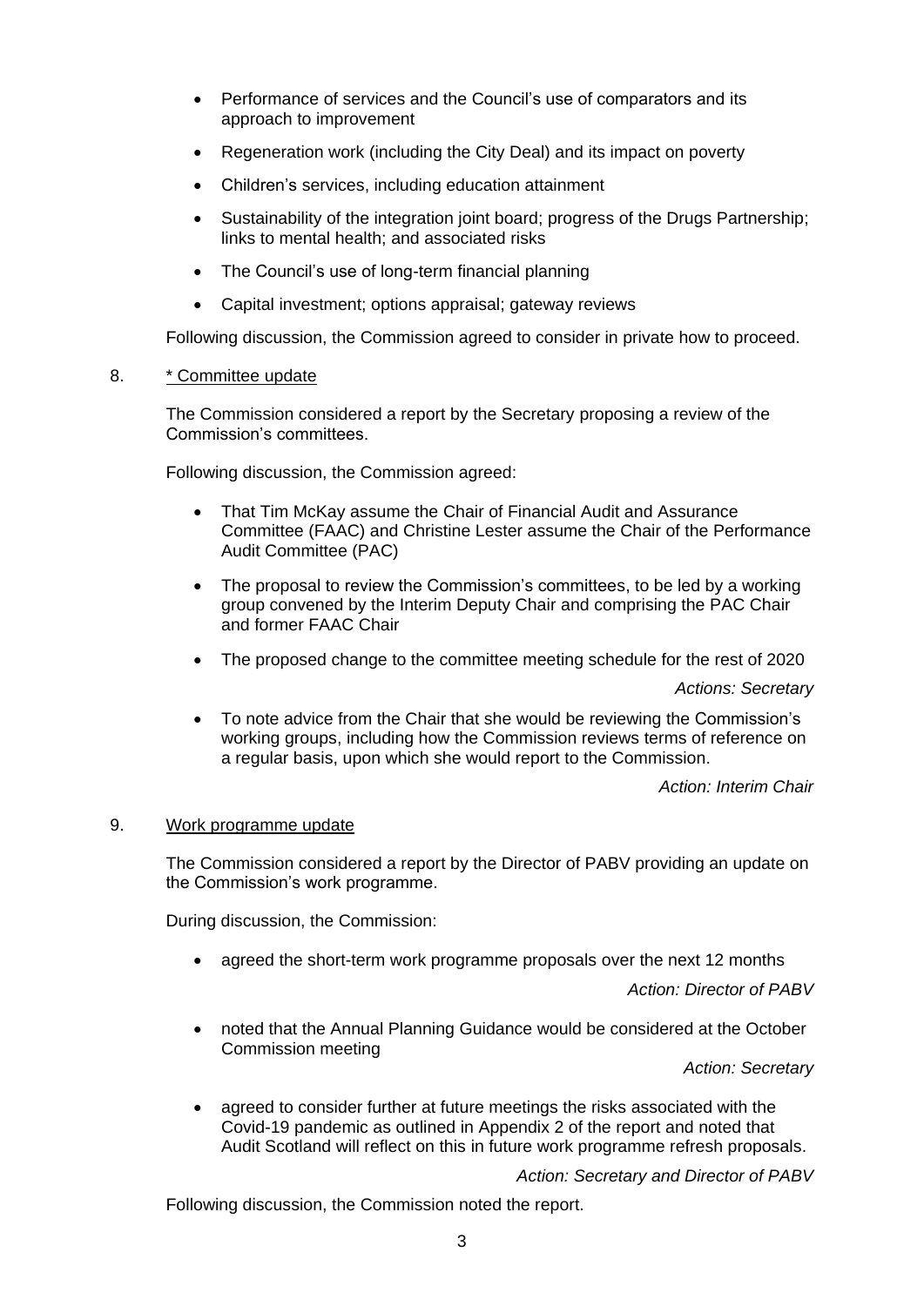- Performance of services and the Council's use of comparators and its approach to improvement
- Regeneration work (including the City Deal) and its impact on poverty
- Children's services, including education attainment
- Sustainability of the integration joint board; progress of the Drugs Partnership; links to mental health; and associated risks
- The Council's use of long-term financial planning
- Capital investment; options appraisal; gateway reviews

Following discussion, the Commission agreed to consider in private how to proceed.

8. * Committee update

The Commission considered a report by the Secretary proposing a review of the Commission's committees.

Following discussion, the Commission agreed:

- That Tim McKay assume the Chair of Financial Audit and Assurance Committee (FAAC) and Christine Lester assume the Chair of the Performance Audit Committee (PAC)
- The proposal to review the Commission's committees, to be led by a working group convened by the Interim Deputy Chair and comprising the PAC Chair and former FAAC Chair
- The proposed change to the committee meeting schedule for the rest of 2020

*Actions: Secretary*

- To note advice from the Chair that she would be reviewing the Commission's working groups, including how the Commission reviews terms of reference on a regular basis, upon which she would report to the Commission.

*Action: Interim Chair*

9. Work programme update

The Commission considered a report by the Director of PABV providing an update on the Commission's work programme.

During discussion, the Commission:

- agreed the short-term work programme proposals over the next 12 months

*Action: Director of PABV*

- noted that the Annual Planning Guidance would be considered at the October Commission meeting

*Action: Secretary*

- agreed to consider further at future meetings the risks associated with the Covid-19 pandemic as outlined in Appendix 2 of the report and noted that Audit Scotland will reflect on this in future work programme refresh proposals.

*Action: Secretary and Director of PABV*

Following discussion, the Commission noted the report.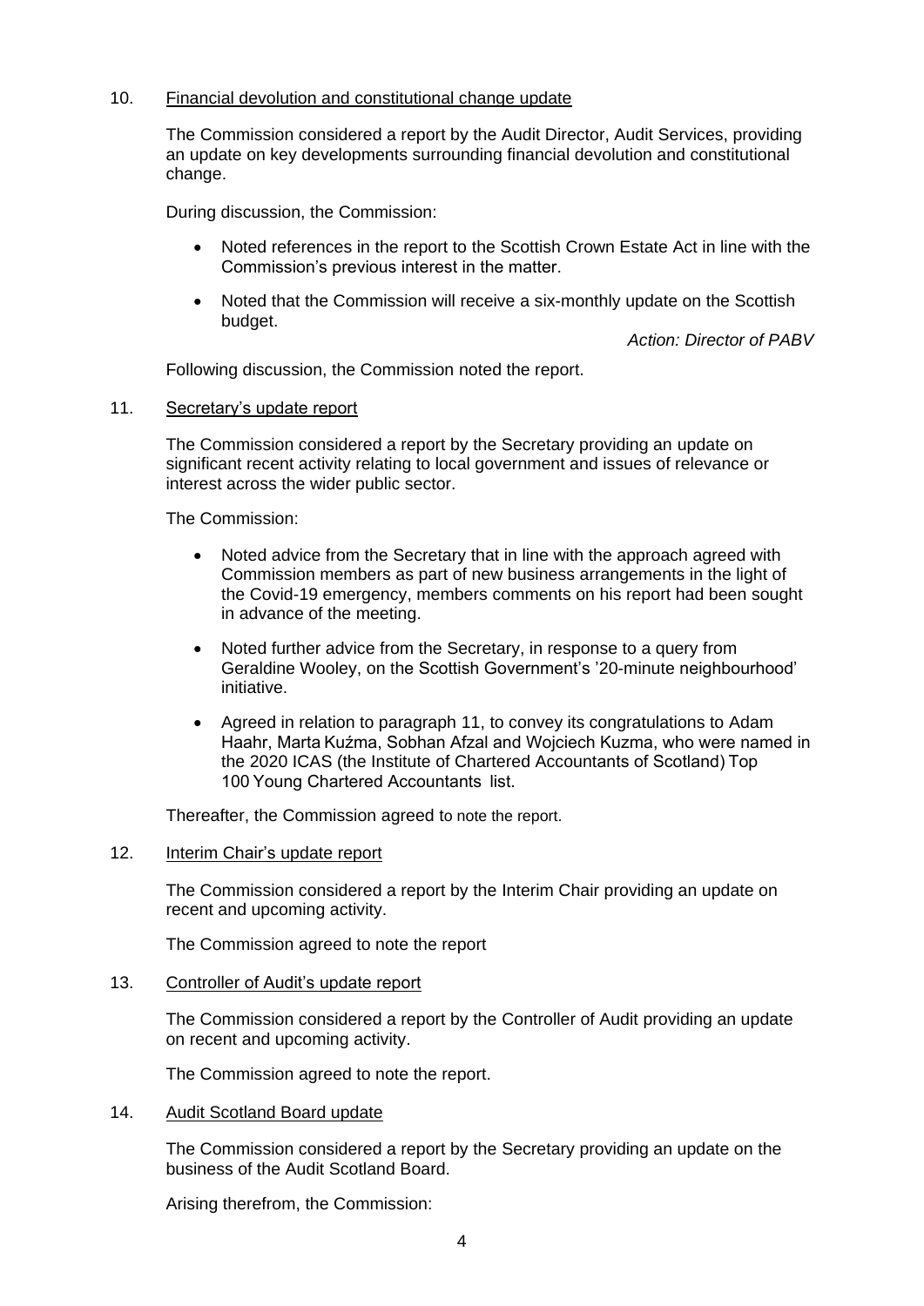10. <u>Financial devolution and constitutional change update</u>

The Commission considered a report by the Audit Director, Audit Services, providing an update on key developments surrounding financial devolution and constitutional change.

During discussion, the Commission:

- Noted references in the report to the Scottish Crown Estate Act in line with the Commission's previous interest in the matter.
- Noted that the Commission will receive a six-monthly update on the Scottish budget.

*Action: Director of PABV*

Following discussion, the Commission noted the report.

11. <u>Secretary's update report</u>

The Commission considered a report by the Secretary providing an update on significant recent activity relating to local government and issues of relevance or interest across the wider public sector.

The Commission:

- Noted advice from the Secretary that in line with the approach agreed with Commission members as part of new business arrangements in the light of the Covid-19 emergency, members comments on his report had been sought in advance of the meeting.
- Noted further advice from the Secretary, in response to a query from Geraldine Wooley, on the Scottish Government's '20-minute neighbourhood' initiative.
- Agreed in relation to paragraph 11, to convey its congratulations to Adam Haahr, Marta Kuźma, Sobhan Afzal and Wojciech Kuzma, who were named in the 2020 ICAS (the Institute of Chartered Accountants of Scotland) Top 100 Young Chartered Accountants list.

Thereafter, the Commission agreed to note the report.

12. <u>Interim Chair's update report</u>

The Commission considered a report by the Interim Chair providing an update on recent and upcoming activity.

The Commission agreed to note the report

13. <u>Controller of Audit's update report</u>

The Commission considered a report by the Controller of Audit providing an update on recent and upcoming activity.

The Commission agreed to note the report.

14. <u>Audit Scotland Board update</u>

The Commission considered a report by the Secretary providing an update on the business of the Audit Scotland Board.

Arising therefrom, the Commission: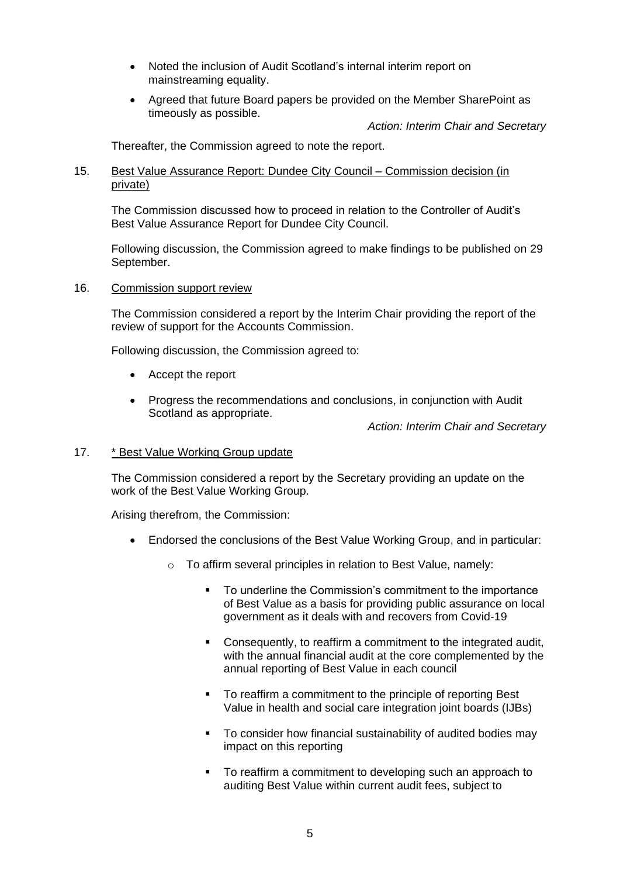- Noted the inclusion of Audit Scotland's internal interim report on mainstreaming equality.
- Agreed that future Board papers be provided on the Member SharePoint as timeously as possible.

*Action: Interim Chair and Secretary*

Thereafter, the Commission agreed to note the report.

15. Best Value Assurance Report: Dundee City Council – Commission decision (in private)

The Commission discussed how to proceed in relation to the Controller of Audit's Best Value Assurance Report for Dundee City Council.

Following discussion, the Commission agreed to make findings to be published on 29 September.

16. Commission support review

The Commission considered a report by the Interim Chair providing the report of the review of support for the Accounts Commission.

Following discussion, the Commission agreed to:

- Accept the report
- Progress the recommendations and conclusions, in conjunction with Audit Scotland as appropriate.

*Action: Interim Chair and Secretary*

17. * Best Value Working Group update

The Commission considered a report by the Secretary providing an update on the work of the Best Value Working Group.

Arising therefrom, the Commission:

- Endorsed the conclusions of the Best Value Working Group, and in particular:
  - To affirm several principles in relation to Best Value, namely:
    - To underline the Commission's commitment to the importance of Best Value as a basis for providing public assurance on local government as it deals with and recovers from Covid-19
    - Consequently, to reaffirm a commitment to the integrated audit, with the annual financial audit at the core complemented by the annual reporting of Best Value in each council
    - To reaffirm a commitment to the principle of reporting Best Value in health and social care integration joint boards (IJBs)
    - To consider how financial sustainability of audited bodies may impact on this reporting
    - To reaffirm a commitment to developing such an approach to auditing Best Value within current audit fees, subject to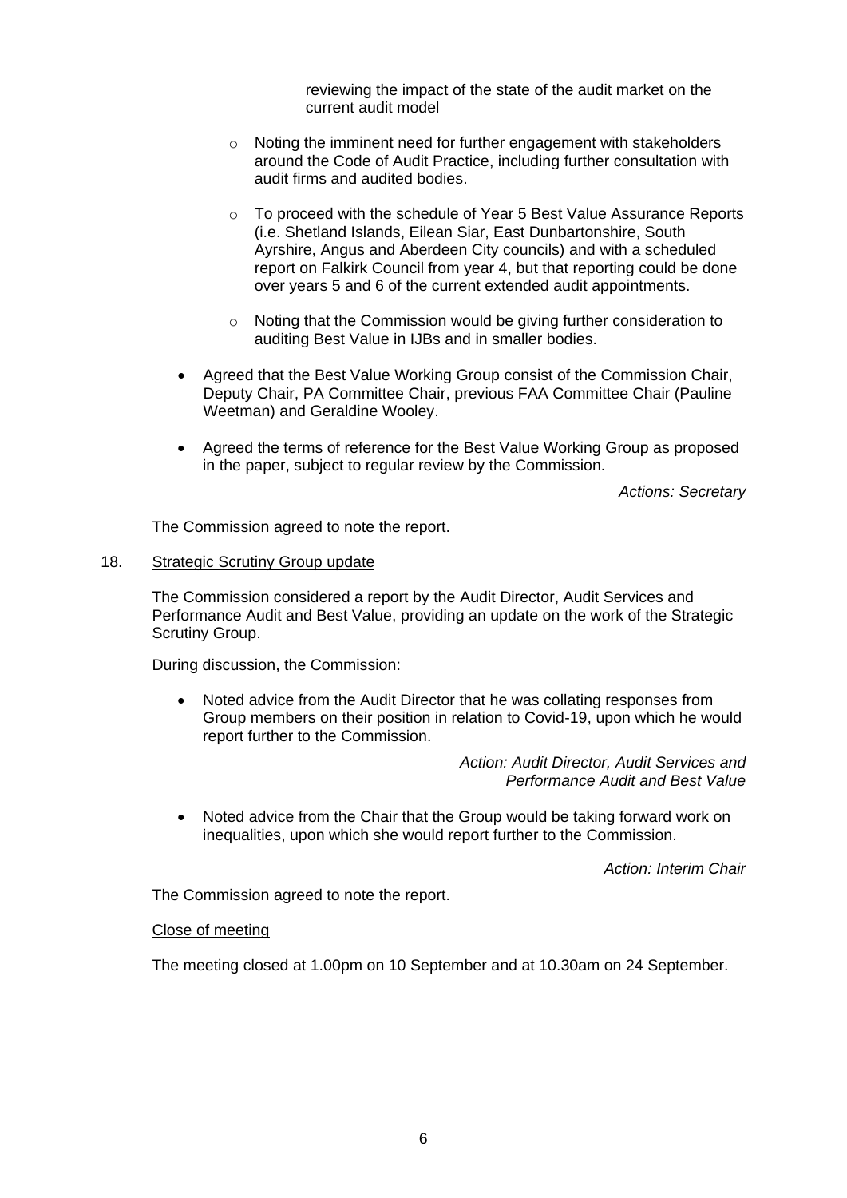reviewing the impact of the state of the audit market on the current audit model

- Noting the imminent need for further engagement with stakeholders around the Code of Audit Practice, including further consultation with audit firms and audited bodies.
- To proceed with the schedule of Year 5 Best Value Assurance Reports (i.e. Shetland Islands, Eilean Siar, East Dunbartonshire, South Ayrshire, Angus and Aberdeen City councils) and with a scheduled report on Falkirk Council from year 4, but that reporting could be done over years 5 and 6 of the current extended audit appointments.
- Noting that the Commission would be giving further consideration to auditing Best Value in IJBs and in smaller bodies.

- Agreed that the Best Value Working Group consist of the Commission Chair, Deputy Chair, PA Committee Chair, previous FAA Committee Chair (Pauline Weetman) and Geraldine Wooley.
- Agreed the terms of reference for the Best Value Working Group as proposed in the paper, subject to regular review by the Commission.

*Actions: Secretary*

The Commission agreed to note the report.

18. Strategic Scrutiny Group update

The Commission considered a report by the Audit Director, Audit Services and Performance Audit and Best Value, providing an update on the work of the Strategic Scrutiny Group.

During discussion, the Commission:

- Noted advice from the Audit Director that he was collating responses from Group members on their position in relation to Covid-19, upon which he would report further to the Commission.

*Action: Audit Director, Audit Services and Performance Audit and Best Value*

- Noted advice from the Chair that the Group would be taking forward work on inequalities, upon which she would report further to the Commission.

*Action: Interim Chair*

The Commission agreed to note the report.

Close of meeting

The meeting closed at 1.00pm on 10 September and at 10.30am on 24 September.